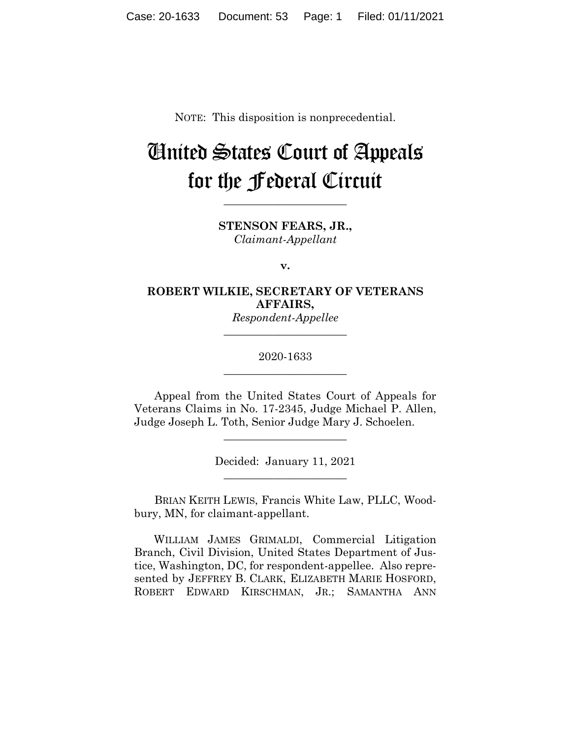NOTE: This disposition is nonprecedential.

# United States Court of Appeals for the Federal Circuit

______________________

**STENSON FEARS, JR.,**
*Claimant-Appellant*

**v.**

**ROBERT WILKIE, SECRETARY OF VETERANS AFFAIRS,**
*Respondent-Appellee*

______________________

2020-1633

______________________

Appeal from the United States Court of Appeals for Veterans Claims in No. 17-2345, Judge Michael P. Allen, Judge Joseph L. Toth, Senior Judge Mary J. Schoelen.

______________________

Decided: January 11, 2021

______________________

BRIAN KEITH LEWIS, Francis White Law, PLLC, Woodbury, MN, for claimant-appellant.

WILLIAM JAMES GRIMALDI, Commercial Litigation Branch, Civil Division, United States Department of Justice, Washington, DC, for respondent-appellee. Also represented by JEFFREY B. CLARK, ELIZABETH MARIE HOSFORD, ROBERT EDWARD KIRSCHMAN, JR.; SAMANTHA ANN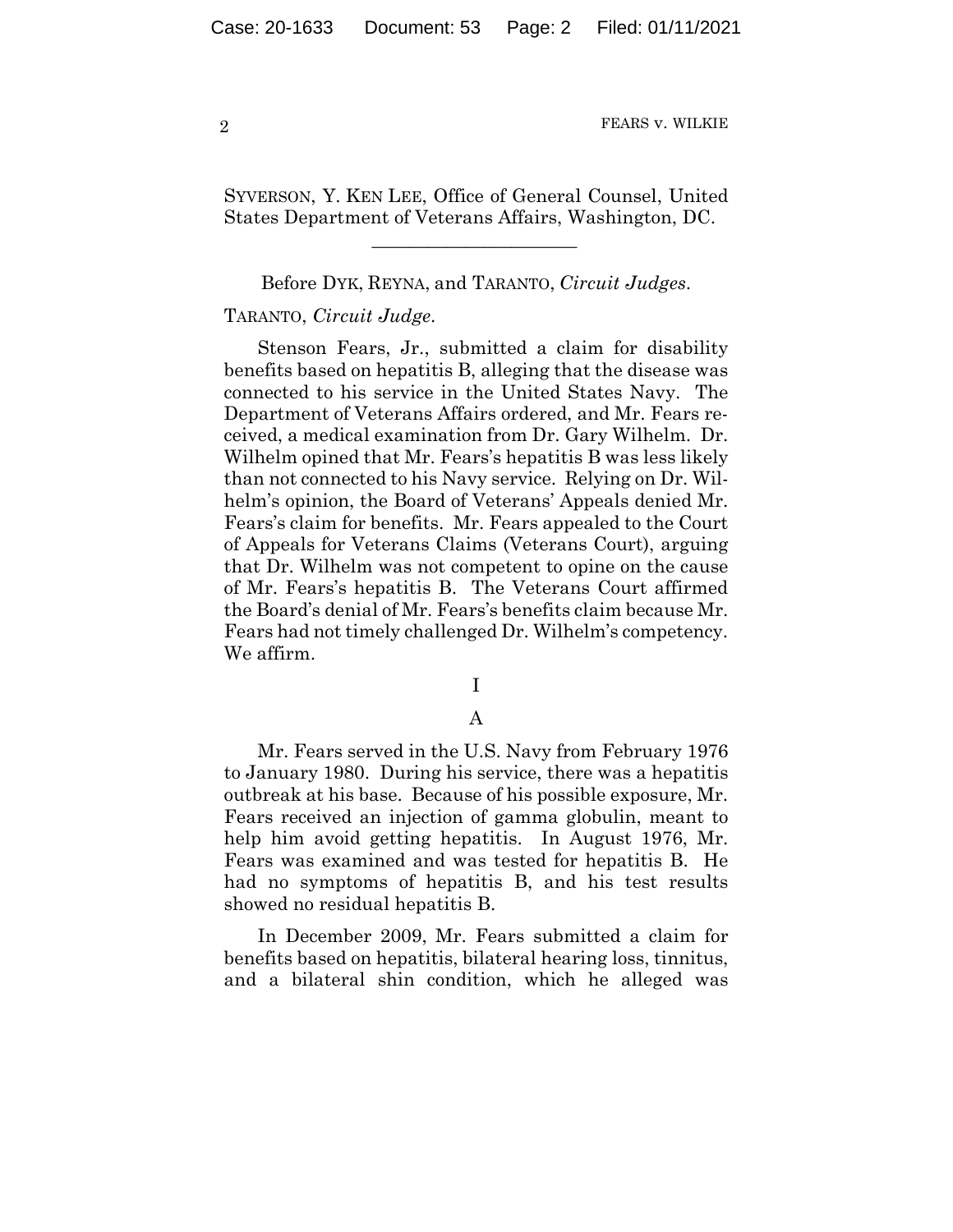SYVERSON, Y. KEN LEE, Office of General Counsel, United States Department of Veterans Affairs, Washington, DC.

______________________

Before DYK, REYNA, and TARANTO, *Circuit Judges*.

TARANTO, *Circuit Judge*.

Stenson Fears, Jr., submitted a claim for disability benefits based on hepatitis B, alleging that the disease was connected to his service in the United States Navy. The Department of Veterans Affairs ordered, and Mr. Fears received, a medical examination from Dr. Gary Wilhelm. Dr. Wilhelm opined that Mr. Fears's hepatitis B was less likely than not connected to his Navy service. Relying on Dr. Wilhelm's opinion, the Board of Veterans' Appeals denied Mr. Fears's claim for benefits. Mr. Fears appealed to the Court of Appeals for Veterans Claims (Veterans Court), arguing that Dr. Wilhelm was not competent to opine on the cause of Mr. Fears's hepatitis B. The Veterans Court affirmed the Board's denial of Mr. Fears's benefits claim because Mr. Fears had not timely challenged Dr. Wilhelm's competency. We affirm.

# I

## A

Mr. Fears served in the U.S. Navy from February 1976 to January 1980. During his service, there was a hepatitis outbreak at his base. Because of his possible exposure, Mr. Fears received an injection of gamma globulin, meant to help him avoid getting hepatitis. In August 1976, Mr. Fears was examined and was tested for hepatitis B. He had no symptoms of hepatitis B, and his test results showed no residual hepatitis B.

In December 2009, Mr. Fears submitted a claim for benefits based on hepatitis, bilateral hearing loss, tinnitus, and a bilateral shin condition, which he alleged was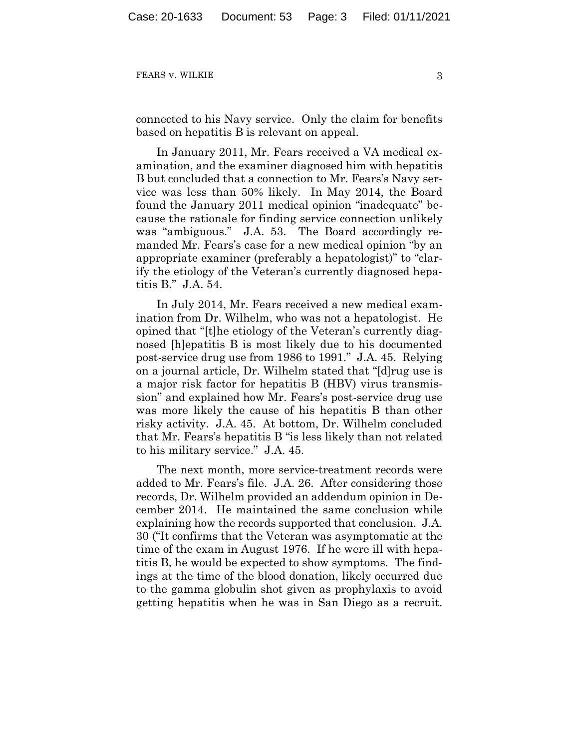connected to his Navy service. Only the claim for benefits based on hepatitis B is relevant on appeal.

In January 2011, Mr. Fears received a VA medical examination, and the examiner diagnosed him with hepatitis B but concluded that a connection to Mr. Fears's Navy service was less than 50% likely. In May 2014, the Board found the January 2011 medical opinion "inadequate" because the rationale for finding service connection unlikely was "ambiguous." J.A. 53. The Board accordingly remanded Mr. Fears's case for a new medical opinion "by an appropriate examiner (preferably a hepatologist)" to "clarify the etiology of the Veteran's currently diagnosed hepatitis B." J.A. 54.

In July 2014, Mr. Fears received a new medical examination from Dr. Wilhelm, who was not a hepatologist. He opined that "[t]he etiology of the Veteran's currently diagnosed [h]epatitis B is most likely due to his documented post-service drug use from 1986 to 1991." J.A. 45. Relying on a journal article, Dr. Wilhelm stated that "[d]rug use is a major risk factor for hepatitis B (HBV) virus transmission" and explained how Mr. Fears's post-service drug use was more likely the cause of his hepatitis B than other risky activity. J.A. 45. At bottom, Dr. Wilhelm concluded that Mr. Fears's hepatitis B "is less likely than not related to his military service." J.A. 45.

The next month, more service-treatment records were added to Mr. Fears's file. J.A. 26. After considering those records, Dr. Wilhelm provided an addendum opinion in December 2014. He maintained the same conclusion while explaining how the records supported that conclusion. J.A. 30 ("It confirms that the Veteran was asymptomatic at the time of the exam in August 1976. If he were ill with hepatitis B, he would be expected to show symptoms. The findings at the time of the blood donation, likely occurred due to the gamma globulin shot given as prophylaxis to avoid getting hepatitis when he was in San Diego as a recruit.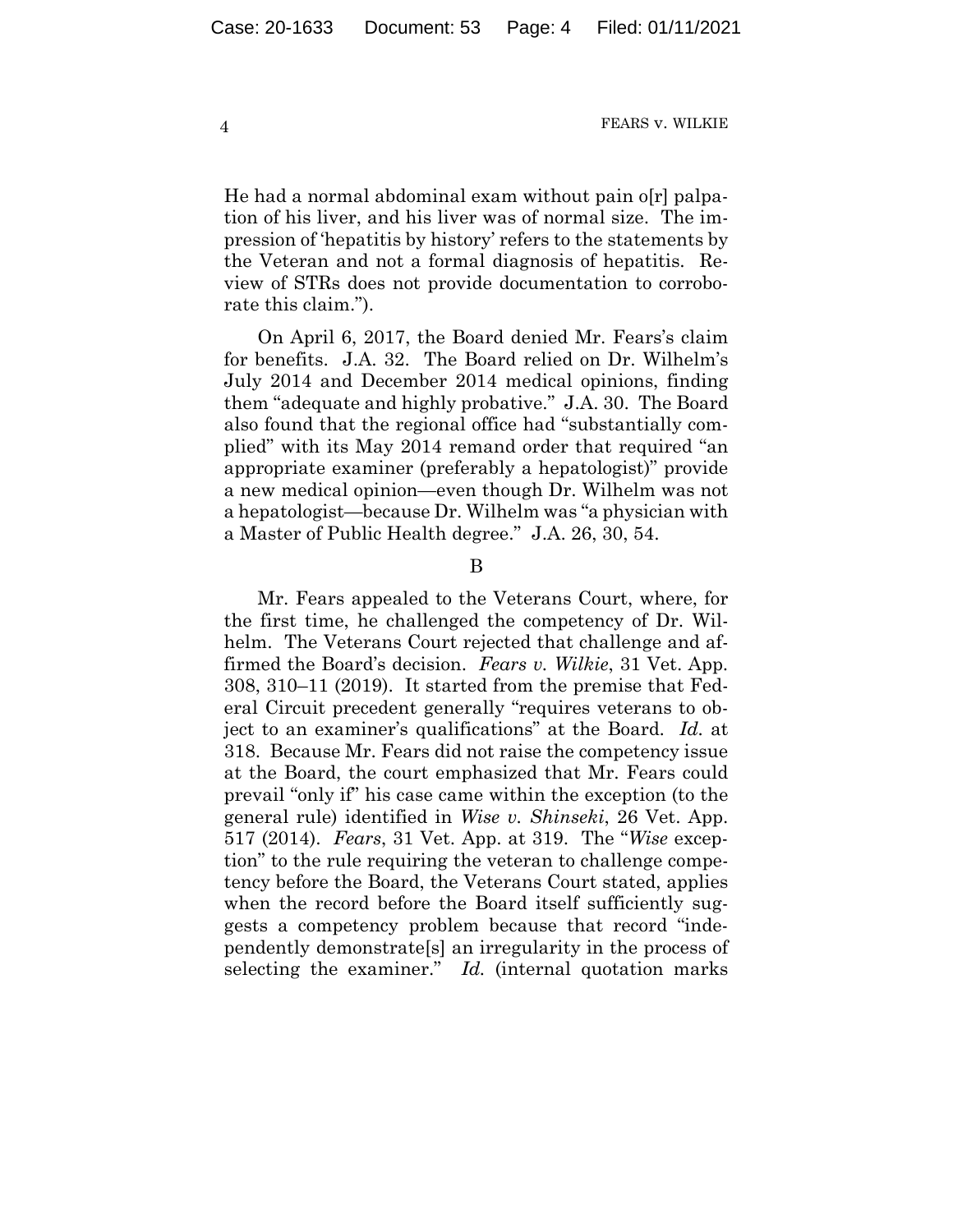He had a normal abdominal exam without pain o[r] palpation of his liver, and his liver was of normal size. The impression of 'hepatitis by history' refers to the statements by the Veteran and not a formal diagnosis of hepatitis. Review of STRs does not provide documentation to corroborate this claim.").

On April 6, 2017, the Board denied Mr. Fears's claim for benefits. J.A. 32. The Board relied on Dr. Wilhelm's July 2014 and December 2014 medical opinions, finding them "adequate and highly probative." J.A. 30. The Board also found that the regional office had "substantially complied" with its May 2014 remand order that required "an appropriate examiner (preferably a hepatologist)" provide a new medical opinion—even though Dr. Wilhelm was not a hepatologist—because Dr. Wilhelm was "a physician with a Master of Public Health degree." J.A. 26, 30, 54.

B

Mr. Fears appealed to the Veterans Court, where, for the first time, he challenged the competency of Dr. Wilhelm. The Veterans Court rejected that challenge and affirmed the Board's decision. *Fears v. Wilkie*, 31 Vet. App. 308, 310–11 (2019). It started from the premise that Federal Circuit precedent generally "requires veterans to object to an examiner's qualifications" at the Board. *Id.* at 318. Because Mr. Fears did not raise the competency issue at the Board, the court emphasized that Mr. Fears could prevail "only if" his case came within the exception (to the general rule) identified in *Wise v. Shinseki*, 26 Vet. App. 517 (2014). *Fears*, 31 Vet. App. at 319. The "*Wise* exception" to the rule requiring the veteran to challenge competency before the Board, the Veterans Court stated, applies when the record before the Board itself sufficiently suggests a competency problem because that record "independently demonstrate[s] an irregularity in the process of selecting the examiner." *Id.* (internal quotation marks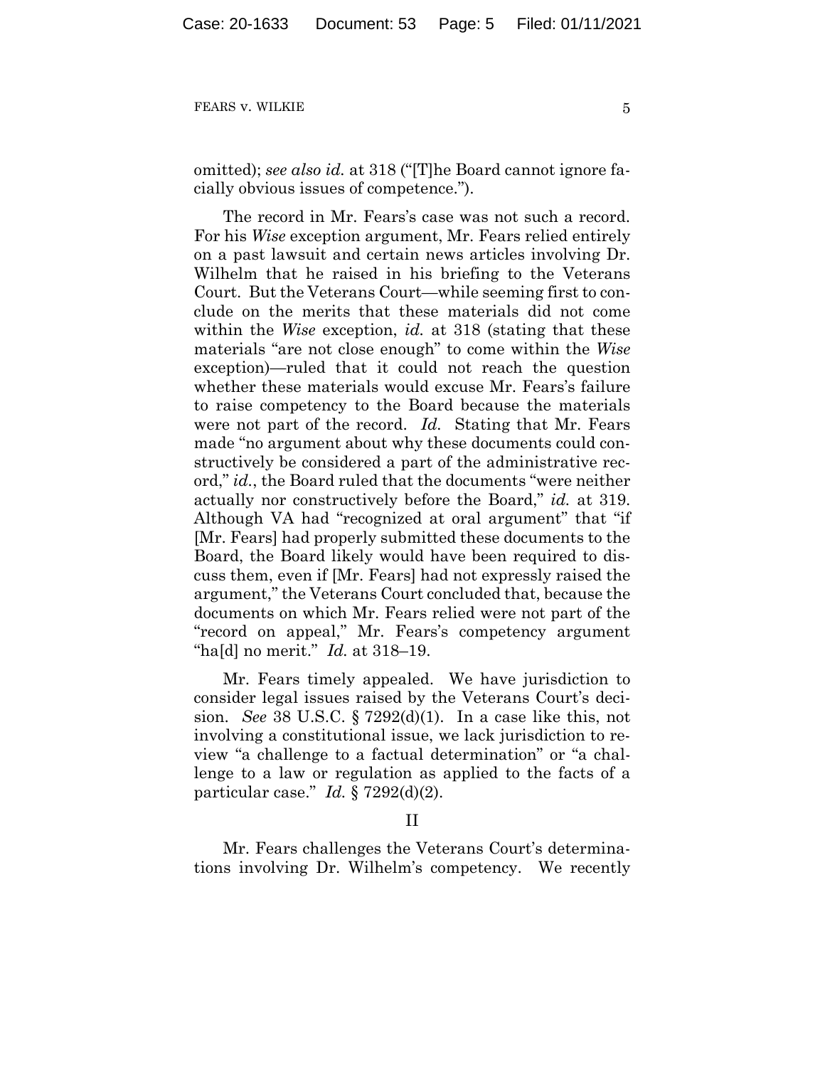omitted); *see also id.* at 318 ("[T]he Board cannot ignore facially obvious issues of competence.").

The record in Mr. Fears's case was not such a record. For his *Wise* exception argument, Mr. Fears relied entirely on a past lawsuit and certain news articles involving Dr. Wilhelm that he raised in his briefing to the Veterans Court. But the Veterans Court—while seeming first to conclude on the merits that these materials did not come within the *Wise* exception, *id.* at 318 (stating that these materials "are not close enough" to come within the *Wise* exception)—ruled that it could not reach the question whether these materials would excuse Mr. Fears's failure to raise competency to the Board because the materials were not part of the record. *Id.* Stating that Mr. Fears made "no argument about why these documents could constructively be considered a part of the administrative record," *id.*, the Board ruled that the documents "were neither actually nor constructively before the Board," *id.* at 319. Although VA had "recognized at oral argument" that "if [Mr. Fears] had properly submitted these documents to the Board, the Board likely would have been required to discuss them, even if [Mr. Fears] had not expressly raised the argument," the Veterans Court concluded that, because the documents on which Mr. Fears relied were not part of the "record on appeal," Mr. Fears's competency argument "ha[d] no merit." *Id.* at 318–19.

Mr. Fears timely appealed. We have jurisdiction to consider legal issues raised by the Veterans Court's decision. *See* 38 U.S.C. § 7292(d)(1). In a case like this, not involving a constitutional issue, we lack jurisdiction to review "a challenge to a factual determination" or "a challenge to a law or regulation as applied to the facts of a particular case." *Id.* § 7292(d)(2).

## II

Mr. Fears challenges the Veterans Court's determinations involving Dr. Wilhelm's competency. We recently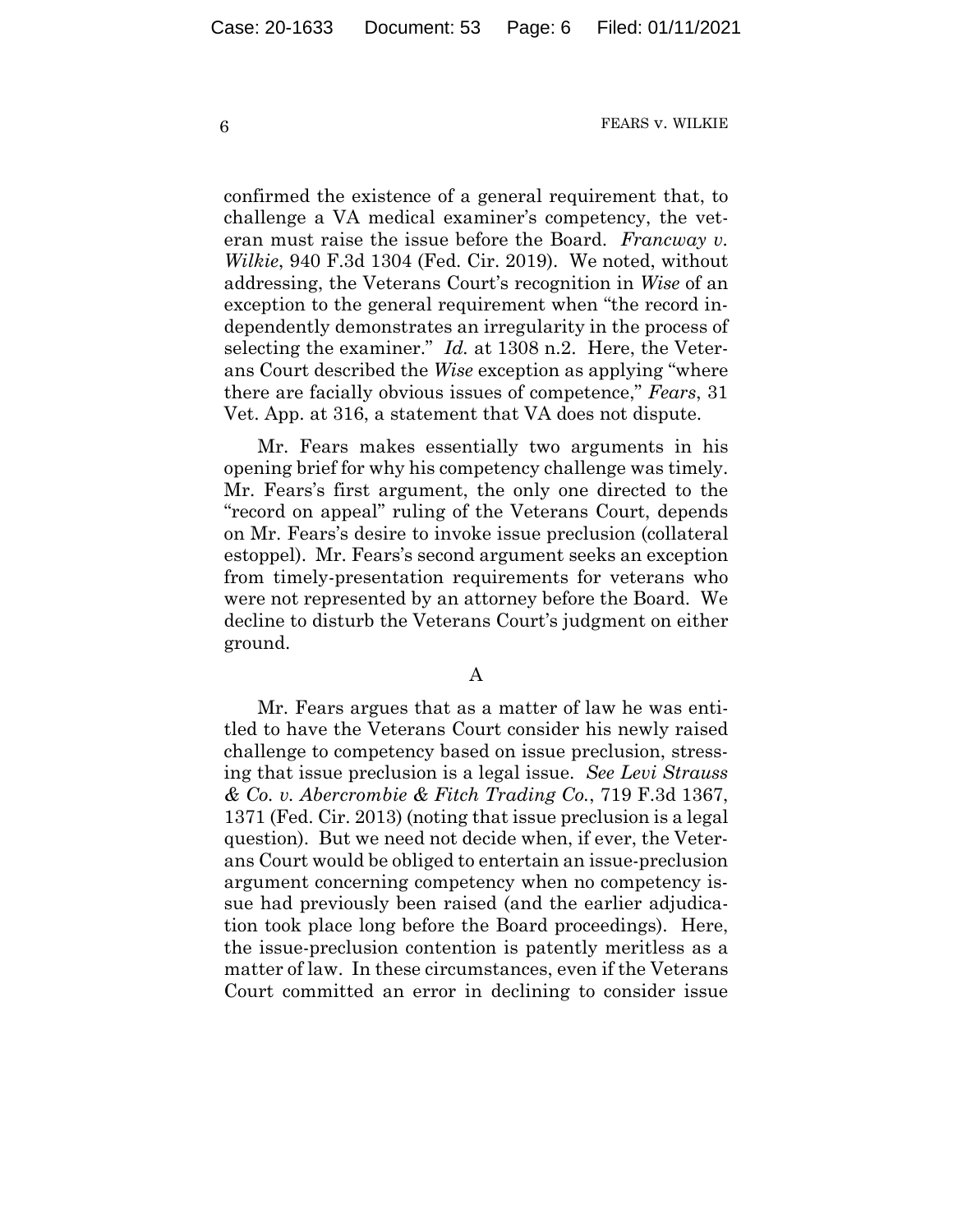confirmed the existence of a general requirement that, to challenge a VA medical examiner's competency, the veteran must raise the issue before the Board. *Francway v. Wilkie*, 940 F.3d 1304 (Fed. Cir. 2019). We noted, without addressing, the Veterans Court's recognition in *Wise* of an exception to the general requirement when "the record independently demonstrates an irregularity in the process of selecting the examiner." *Id.* at 1308 n.2. Here, the Veterans Court described the *Wise* exception as applying "where there are facially obvious issues of competence," *Fears*, 31 Vet. App. at 316, a statement that VA does not dispute.

Mr. Fears makes essentially two arguments in his opening brief for why his competency challenge was timely. Mr. Fears's first argument, the only one directed to the "record on appeal" ruling of the Veterans Court, depends on Mr. Fears's desire to invoke issue preclusion (collateral estoppel). Mr. Fears's second argument seeks an exception from timely-presentation requirements for veterans who were not represented by an attorney before the Board. We decline to disturb the Veterans Court's judgment on either ground.

### A

Mr. Fears argues that as a matter of law he was entitled to have the Veterans Court consider his newly raised challenge to competency based on issue preclusion, stressing that issue preclusion is a legal issue. *See Levi Strauss & Co. v. Abercrombie & Fitch Trading Co.*, 719 F.3d 1367, 1371 (Fed. Cir. 2013) (noting that issue preclusion is a legal question). But we need not decide when, if ever, the Veterans Court would be obliged to entertain an issue-preclusion argument concerning competency when no competency issue had previously been raised (and the earlier adjudication took place long before the Board proceedings). Here, the issue-preclusion contention is patently meritless as a matter of law. In these circumstances, even if the Veterans Court committed an error in declining to consider issue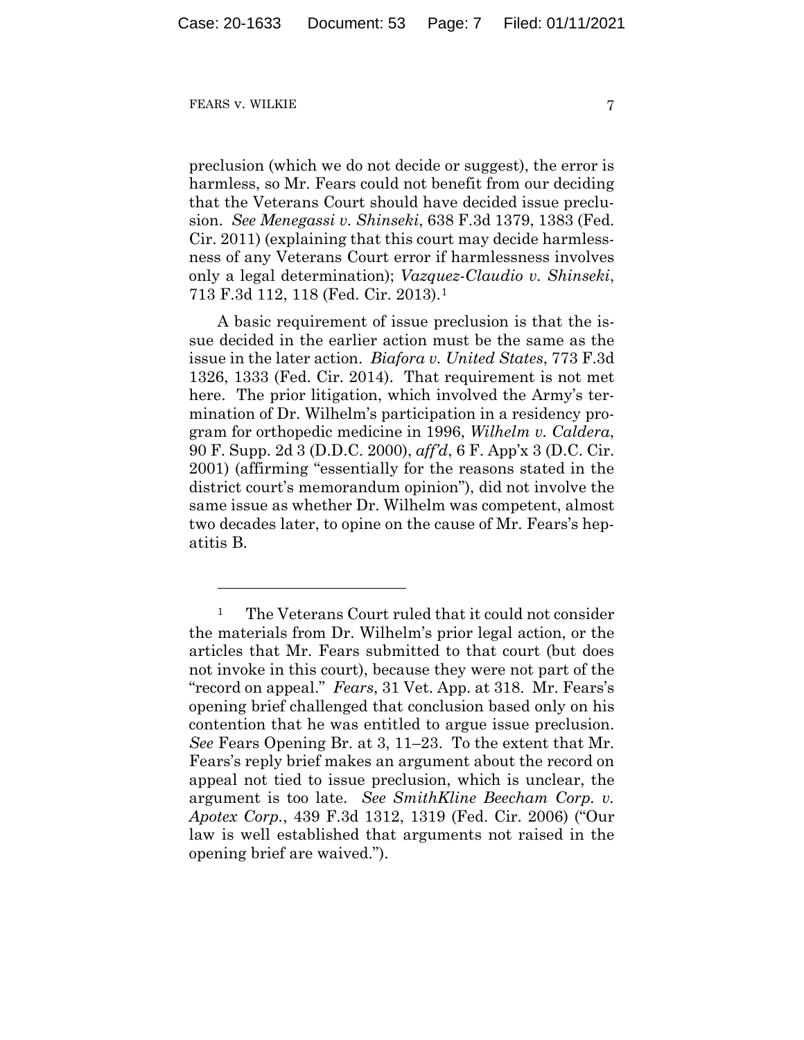preclusion (which we do not decide or suggest), the error is harmless, so Mr. Fears could not benefit from our deciding that the Veterans Court should have decided issue preclusion. *See Menegassi v. Shinseki*, 638 F.3d 1379, 1383 (Fed. Cir. 2011) (explaining that this court may decide harmlessness of any Veterans Court error if harmlessness involves only a legal determination); *Vazquez-Claudio v. Shinseki*, 713 F.3d 112, 118 (Fed. Cir. 2013).[1]

A basic requirement of issue preclusion is that the issue decided in the earlier action must be the same as the issue in the later action. *Biafora v. United States*, 773 F.3d 1326, 1333 (Fed. Cir. 2014). That requirement is not met here. The prior litigation, which involved the Army's termination of Dr. Wilhelm's participation in a residency program for orthopedic medicine in 1996, *Wilhelm v. Caldera*, 90 F. Supp. 2d 3 (D.D.C. 2000), *aff'd*, 6 F. App'x 3 (D.C. Cir. 2001) (affirming "essentially for the reasons stated in the district court's memorandum opinion"), did not involve the same issue as whether Dr. Wilhelm was competent, almost two decades later, to opine on the cause of Mr. Fears's hepatitis B.

---

[1] The Veterans Court ruled that it could not consider the materials from Dr. Wilhelm's prior legal action, or the articles that Mr. Fears submitted to that court (but does not invoke in this court), because they were not part of the "record on appeal." *Fears*, 31 Vet. App. at 318. Mr. Fears's opening brief challenged that conclusion based only on his contention that he was entitled to argue issue preclusion. *See* Fears Opening Br. at 3, 11–23. To the extent that Mr. Fears's reply brief makes an argument about the record on appeal not tied to issue preclusion, which is unclear, the argument is too late. *See SmithKline Beecham Corp. v. Apotex Corp.*, 439 F.3d 1312, 1319 (Fed. Cir. 2006) ("Our law is well established that arguments not raised in the opening brief are waived.").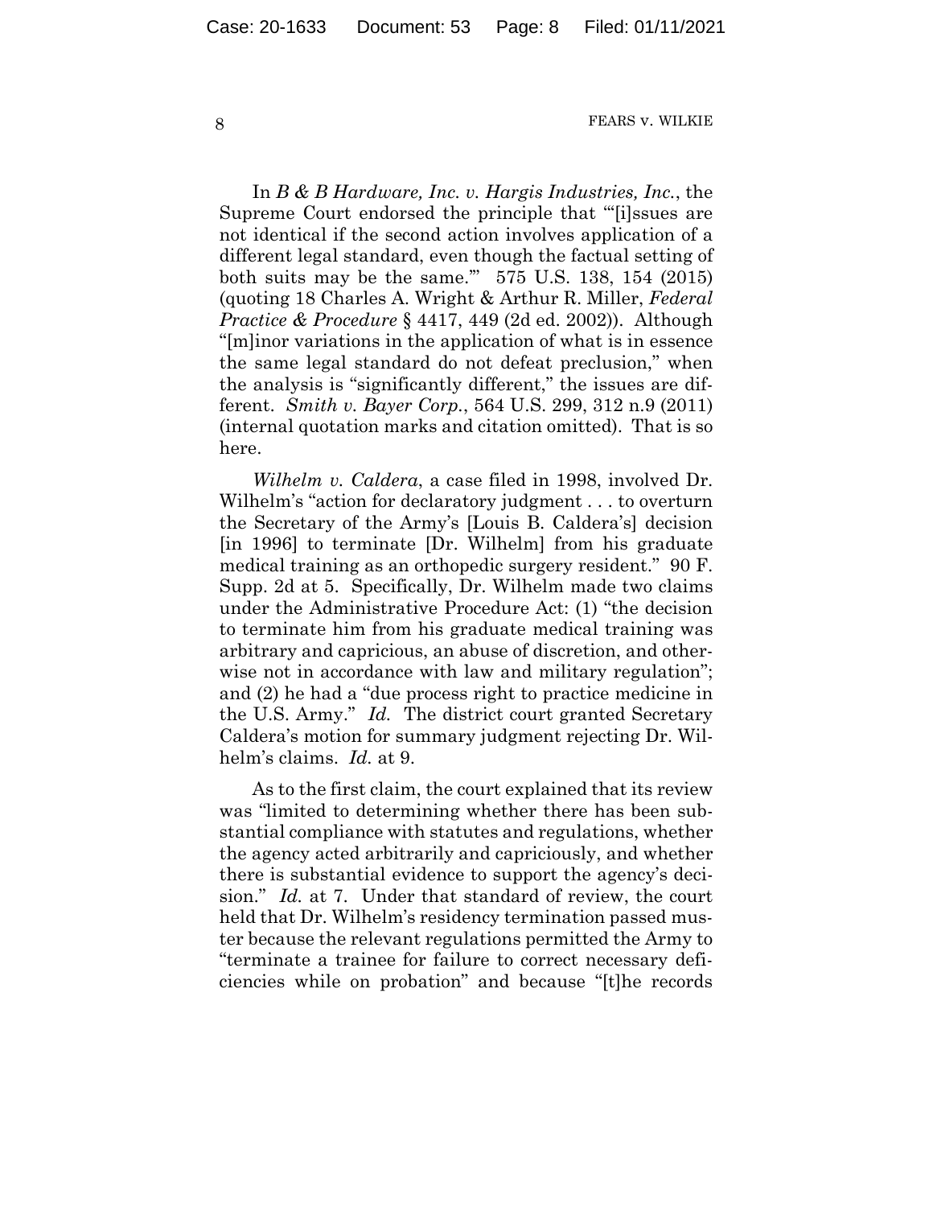In *B & B Hardware, Inc. v. Hargis Industries, Inc.*, the Supreme Court endorsed the principle that "'[i]ssues are not identical if the second action involves application of a different legal standard, even though the factual setting of both suits may be the same.'" 575 U.S. 138, 154 (2015) (quoting 18 Charles A. Wright & Arthur R. Miller, *Federal Practice & Procedure* § 4417, 449 (2d ed. 2002)). Although "[m]inor variations in the application of what is in essence the same legal standard do not defeat preclusion," when the analysis is "significantly different," the issues are different. *Smith v. Bayer Corp.*, 564 U.S. 299, 312 n.9 (2011) (internal quotation marks and citation omitted). That is so here.

*Wilhelm v. Caldera*, a case filed in 1998, involved Dr. Wilhelm's "action for declaratory judgment . . . to overturn the Secretary of the Army's [Louis B. Caldera's] decision [in 1996] to terminate [Dr. Wilhelm] from his graduate medical training as an orthopedic surgery resident." 90 F. Supp. 2d at 5. Specifically, Dr. Wilhelm made two claims under the Administrative Procedure Act: (1) "the decision to terminate him from his graduate medical training was arbitrary and capricious, an abuse of discretion, and otherwise not in accordance with law and military regulation"; and (2) he had a "due process right to practice medicine in the U.S. Army." *Id.* The district court granted Secretary Caldera's motion for summary judgment rejecting Dr. Wilhelm's claims. *Id.* at 9.

As to the first claim, the court explained that its review was "limited to determining whether there has been substantial compliance with statutes and regulations, whether the agency acted arbitrarily and capriciously, and whether there is substantial evidence to support the agency's decision." *Id.* at 7. Under that standard of review, the court held that Dr. Wilhelm's residency termination passed muster because the relevant regulations permitted the Army to "terminate a trainee for failure to correct necessary deficiencies while on probation" and because "[t]he records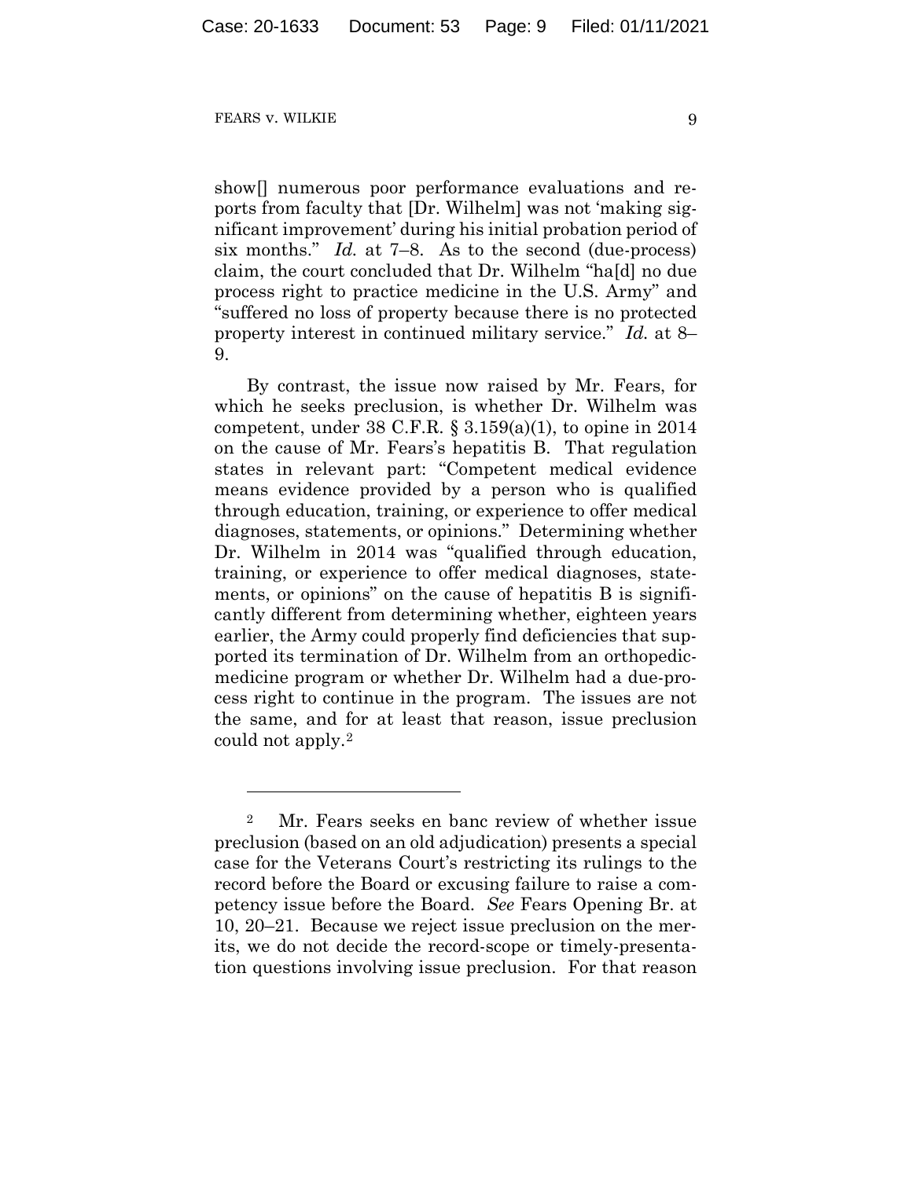show[] numerous poor performance evaluations and reports from faculty that [Dr. Wilhelm] was not 'making significant improvement' during his initial probation period of six months." *Id.* at 7–8. As to the second (due-process) claim, the court concluded that Dr. Wilhelm "ha[d] no due process right to practice medicine in the U.S. Army" and "suffered no loss of property because there is no protected property interest in continued military service." *Id.* at 8–9.

By contrast, the issue now raised by Mr. Fears, for which he seeks preclusion, is whether Dr. Wilhelm was competent, under 38 C.F.R. § 3.159(a)(1), to opine in 2014 on the cause of Mr. Fears's hepatitis B. That regulation states in relevant part: "Competent medical evidence means evidence provided by a person who is qualified through education, training, or experience to offer medical diagnoses, statements, or opinions." Determining whether Dr. Wilhelm in 2014 was "qualified through education, training, or experience to offer medical diagnoses, statements, or opinions" on the cause of hepatitis B is significantly different from determining whether, eighteen years earlier, the Army could properly find deficiencies that supported its termination of Dr. Wilhelm from an orthopedic-medicine program or whether Dr. Wilhelm had a due-process right to continue in the program. The issues are not the same, and for at least that reason, issue preclusion could not apply.[2]

---

[2] Mr. Fears seeks en banc review of whether issue preclusion (based on an old adjudication) presents a special case for the Veterans Court's restricting its rulings to the record before the Board or excusing failure to raise a competency issue before the Board. *See* Fears Opening Br. at 10, 20–21. Because we reject issue preclusion on the merits, we do not decide the record-scope or timely-presentation questions involving issue preclusion. For that reason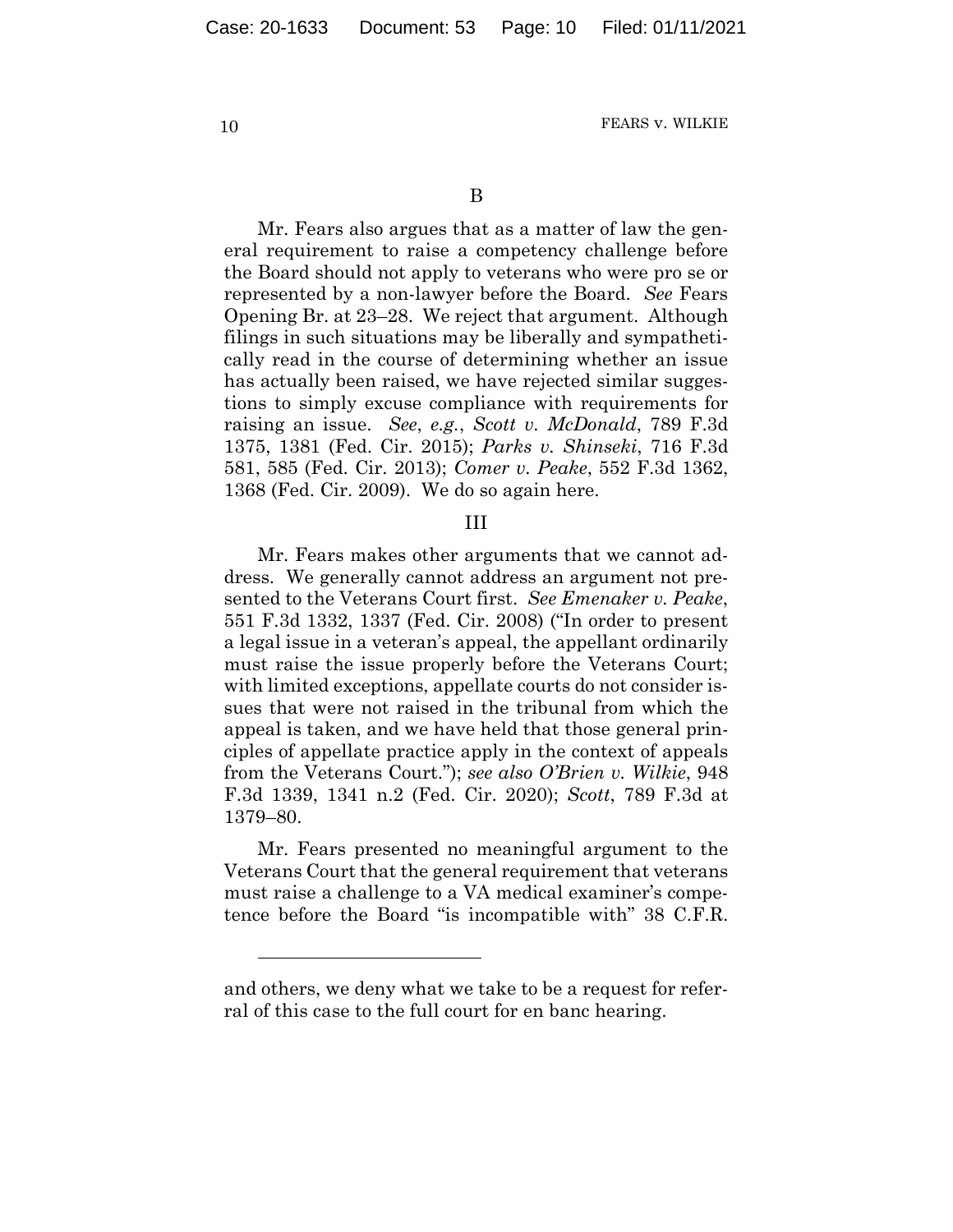B

Mr. Fears also argues that as a matter of law the general requirement to raise a competency challenge before the Board should not apply to veterans who were pro se or represented by a non-lawyer before the Board. *See* Fears Opening Br. at 23–28. We reject that argument. Although filings in such situations may be liberally and sympathetically read in the course of determining whether an issue has actually been raised, we have rejected similar suggestions to simply excuse compliance with requirements for raising an issue. *See*, *e.g.*, *Scott v. McDonald*, 789 F.3d 1375, 1381 (Fed. Cir. 2015); *Parks v. Shinseki*, 716 F.3d 581, 585 (Fed. Cir. 2013); *Comer v. Peake*, 552 F.3d 1362, 1368 (Fed. Cir. 2009). We do so again here.

III

Mr. Fears makes other arguments that we cannot address. We generally cannot address an argument not presented to the Veterans Court first. *See Emenaker v. Peake*, 551 F.3d 1332, 1337 (Fed. Cir. 2008) ("In order to present a legal issue in a veteran's appeal, the appellant ordinarily must raise the issue properly before the Veterans Court; with limited exceptions, appellate courts do not consider issues that were not raised in the tribunal from which the appeal is taken, and we have held that those general principles of appellate practice apply in the context of appeals from the Veterans Court."); *see also O'Brien v. Wilkie*, 948 F.3d 1339, 1341 n.2 (Fed. Cir. 2020); *Scott*, 789 F.3d at 1379–80.

Mr. Fears presented no meaningful argument to the Veterans Court that the general requirement that veterans must raise a challenge to a VA medical examiner's competence before the Board "is incompatible with" 38 C.F.R.

---

and others, we deny what we take to be a request for referral of this case to the full court for en banc hearing.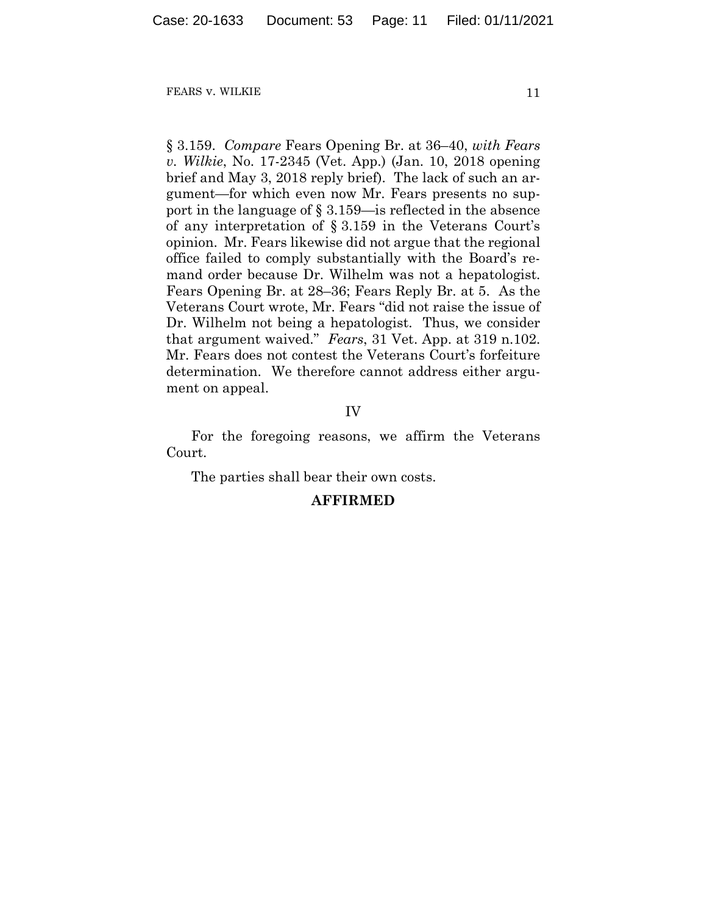§ 3.159. *Compare* Fears Opening Br. at 36–40, *with Fears v. Wilkie*, No. 17-2345 (Vet. App.) (Jan. 10, 2018 opening brief and May 3, 2018 reply brief). The lack of such an argument—for which even now Mr. Fears presents no support in the language of § 3.159—is reflected in the absence of any interpretation of § 3.159 in the Veterans Court's opinion. Mr. Fears likewise did not argue that the regional office failed to comply substantially with the Board's remand order because Dr. Wilhelm was not a hepatologist. Fears Opening Br. at 28–36; Fears Reply Br. at 5. As the Veterans Court wrote, Mr. Fears "did not raise the issue of Dr. Wilhelm not being a hepatologist. Thus, we consider that argument waived." *Fears*, 31 Vet. App. at 319 n.102. Mr. Fears does not contest the Veterans Court's forfeiture determination. We therefore cannot address either argument on appeal.

IV

For the foregoing reasons, we affirm the Veterans Court.

The parties shall bear their own costs.

**AFFIRMED**